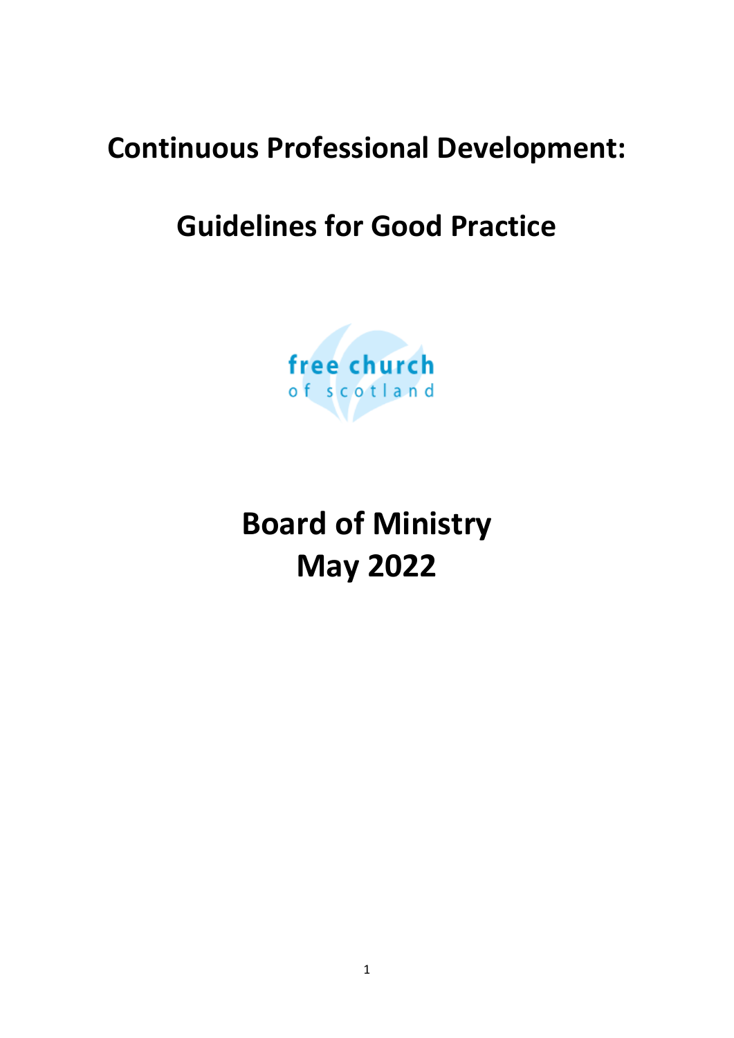# Continuous Professional Development:

# Guidelines for Good Practice

free church
of scotland

## Board of Ministry
## May 2022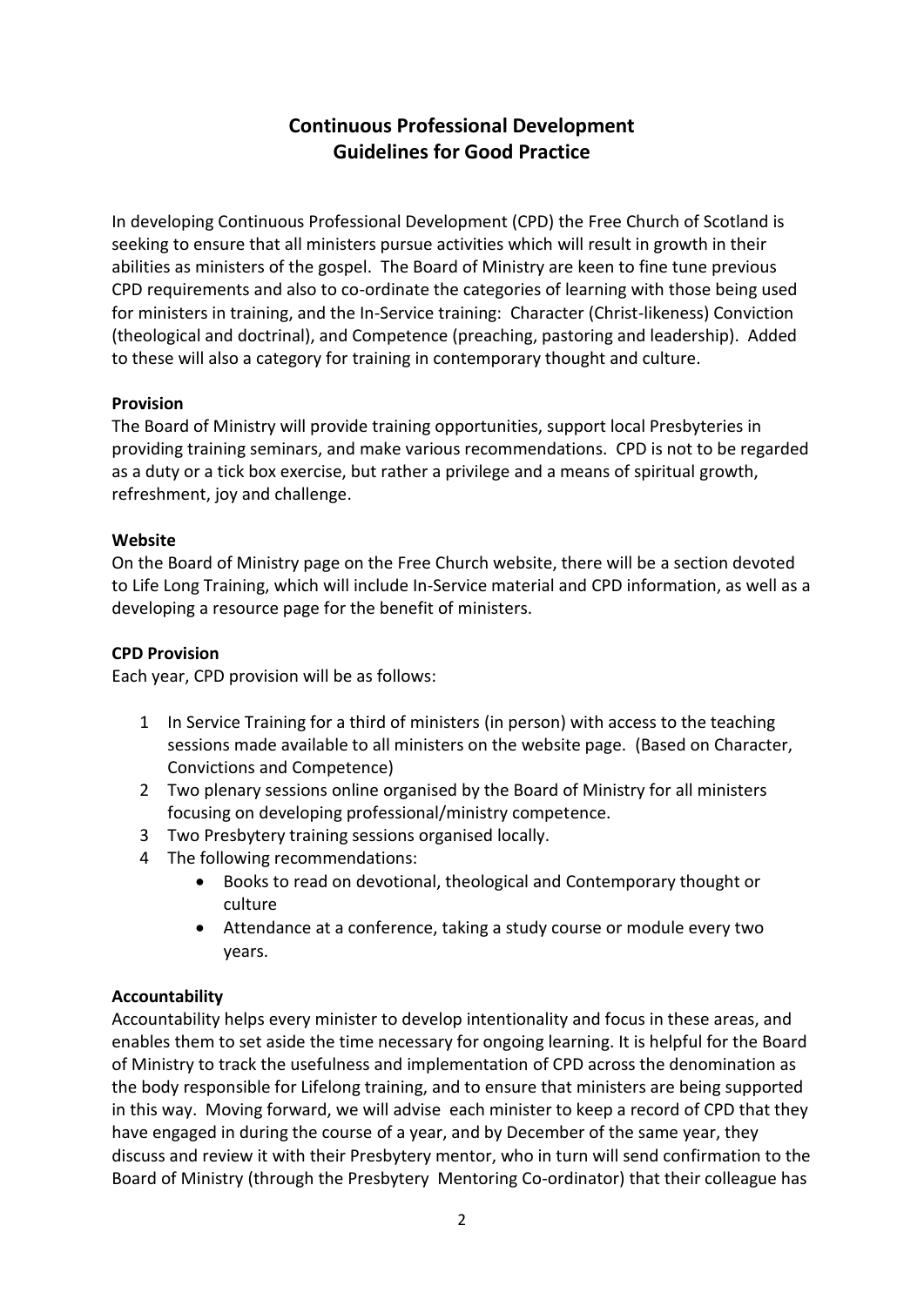# Continuous Professional Development
# Guidelines for Good Practice

In developing Continuous Professional Development (CPD) the Free Church of Scotland is seeking to ensure that all ministers pursue activities which will result in growth in their abilities as ministers of the gospel. The Board of Ministry are keen to fine tune previous CPD requirements and also to co-ordinate the categories of learning with those being used for ministers in training, and the In-Service training: Character (Christ-likeness) Conviction (theological and doctrinal), and Competence (preaching, pastoring and leadership). Added to these will also a category for training in contemporary thought and culture.

**Provision**

The Board of Ministry will provide training opportunities, support local Presbyteries in providing training seminars, and make various recommendations. CPD is not to be regarded as a duty or a tick box exercise, but rather a privilege and a means of spiritual growth, refreshment, joy and challenge.

**Website**

On the Board of Ministry page on the Free Church website, there will be a section devoted to Life Long Training, which will include In-Service material and CPD information, as well as a developing a resource page for the benefit of ministers.

**CPD Provision**

Each year, CPD provision will be as follows:

1. In Service Training for a third of ministers (in person) with access to the teaching sessions made available to all ministers on the website page. (Based on Character, Convictions and Competence)
2. Two plenary sessions online organised by the Board of Ministry for all ministers focusing on developing professional/ministry competence.
3. Two Presbytery training sessions organised locally.
4. The following recommendations:
   - Books to read on devotional, theological and Contemporary thought or culture
   - Attendance at a conference, taking a study course or module every two years.

**Accountability**

Accountability helps every minister to develop intentionality and focus in these areas, and enables them to set aside the time necessary for ongoing learning. It is helpful for the Board of Ministry to track the usefulness and implementation of CPD across the denomination as the body responsible for Lifelong training, and to ensure that ministers are being supported in this way. Moving forward, we will advise each minister to keep a record of CPD that they have engaged in during the course of a year, and by December of the same year, they discuss and review it with their Presbytery mentor, who in turn will send confirmation to the Board of Ministry (through the Presbytery Mentoring Co-ordinator) that their colleague has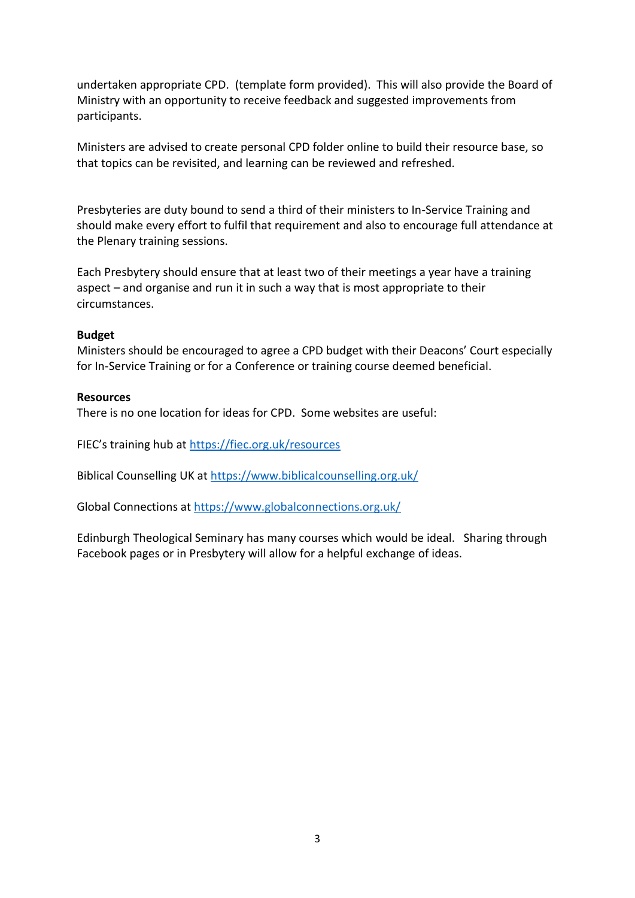undertaken appropriate CPD. (template form provided). This will also provide the Board of Ministry with an opportunity to receive feedback and suggested improvements from participants.

Ministers are advised to create personal CPD folder online to build their resource base, so that topics can be revisited, and learning can be reviewed and refreshed.

Presbyteries are duty bound to send a third of their ministers to In-Service Training and should make every effort to fulfil that requirement and also to encourage full attendance at the Plenary training sessions.

Each Presbytery should ensure that at least two of their meetings a year have a training aspect – and organise and run it in such a way that is most appropriate to their circumstances.

**Budget**
Ministers should be encouraged to agree a CPD budget with their Deacons' Court especially for In-Service Training or for a Conference or training course deemed beneficial.

**Resources**
There is no one location for ideas for CPD. Some websites are useful:

FIEC's training hub at https://fiec.org.uk/resources

Biblical Counselling UK at https://www.biblicalcounselling.org.uk/

Global Connections at https://www.globalconnections.org.uk/

Edinburgh Theological Seminary has many courses which would be ideal. Sharing through Facebook pages or in Presbytery will allow for a helpful exchange of ideas.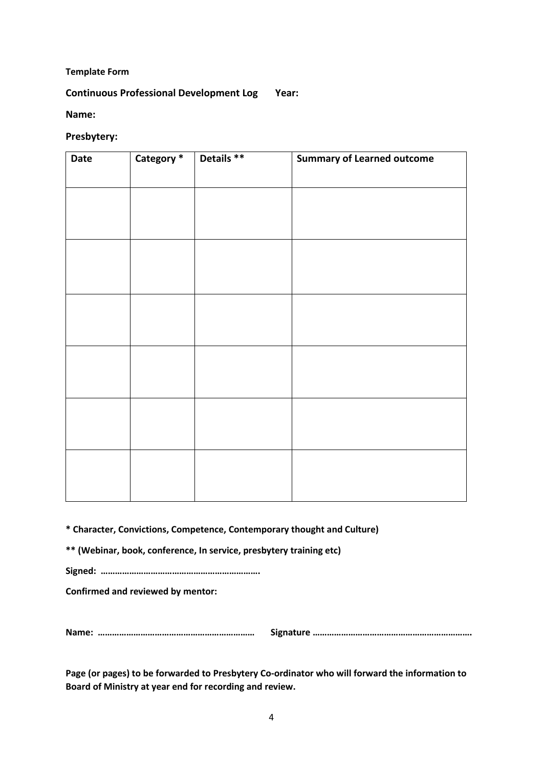**Template Form**

**Continuous Professional Development Log Year:**

**Name:**

**Presbytery:**

| Date | Category * | Details ** | Summary of Learned outcome |
|---|---|---|---|
| | | | |
| | | | |
| | | | |
| | | | |
| | | | |
| | | | |

**\* Character, Convictions, Competence, Contemporary thought and Culture)**

**\*\* (Webinar, book, conference, In service, presbytery training etc)**

**Signed: ………………………………………………………..**

**Confirmed and reviewed by mentor:**

**Name: ………………………………………………………  Signature ……………………………………………………….**

**Page (or pages) to be forwarded to Presbytery Co-ordinator who will forward the information to Board of Ministry at year end for recording and review.**